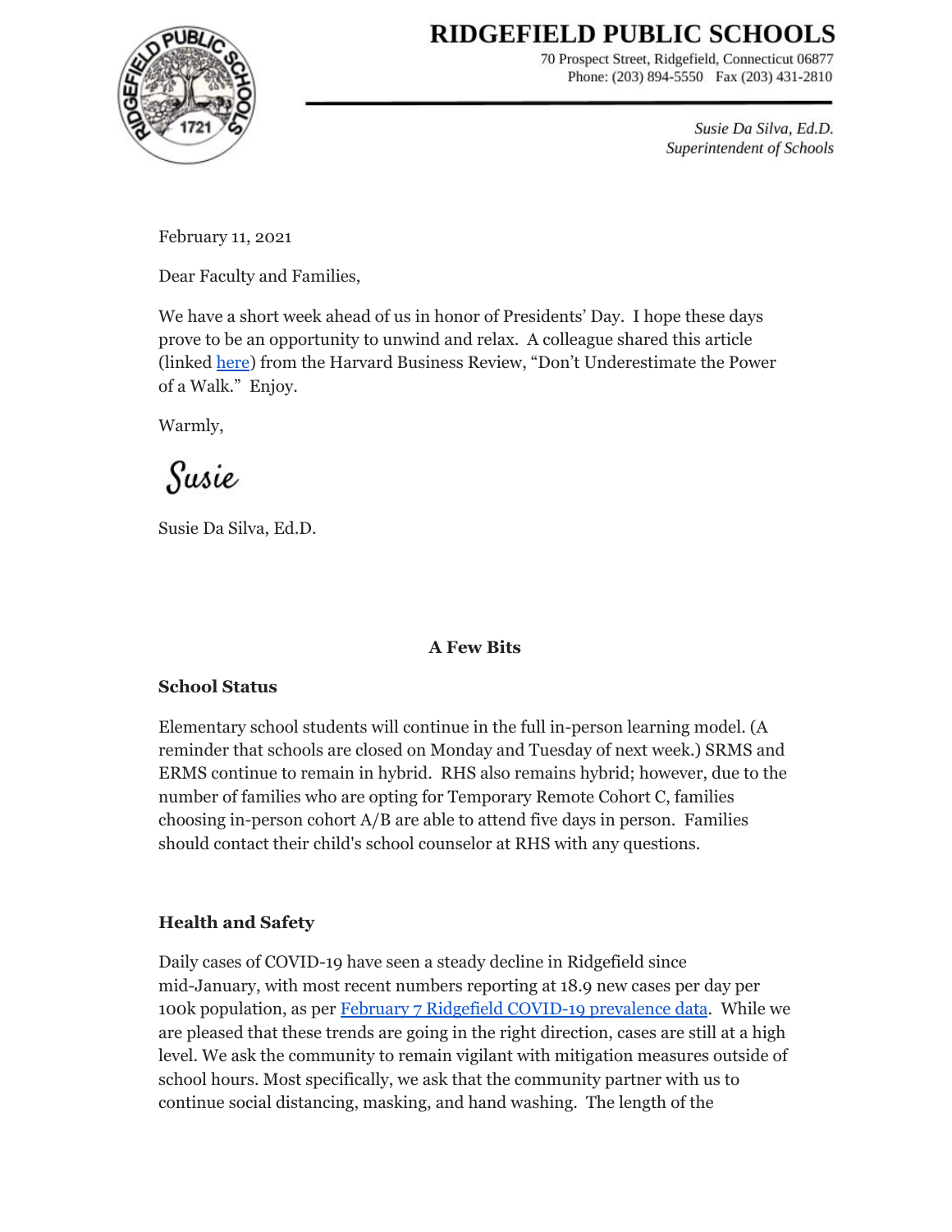# RIDGEFIELD PUBLIC SCHOOLS

70 Prospect Street, Ridgefield, Connecticut 06877
Phone: (203) 894-5550 Fax (203) 431-2810

*Susie Da Silva, Ed.D.*
*Superintendent of Schools*

February 11, 2021

Dear Faculty and Families,

We have a short week ahead of us in honor of Presidents' Day. I hope these days prove to be an opportunity to unwind and relax. A colleague shared this article (linked here) from the Harvard Business Review, "Don't Underestimate the Power of a Walk." Enjoy.

Warmly,

Susie

Susie Da Silva, Ed.D.

**A Few Bits**

**School Status**

Elementary school students will continue in the full in-person learning model. (A reminder that schools are closed on Monday and Tuesday of next week.) SRMS and ERMS continue to remain in hybrid. RHS also remains hybrid; however, due to the number of families who are opting for Temporary Remote Cohort C, families choosing in-person cohort A/B are able to attend five days in person. Families should contact their child's school counselor at RHS with any questions.

**Health and Safety**

Daily cases of COVID-19 have seen a steady decline in Ridgefield since mid-January, with most recent numbers reporting at 18.9 new cases per day per 100k population, as per February 7 Ridgefield COVID-19 prevalence data. While we are pleased that these trends are going in the right direction, cases are still at a high level. We ask the community to remain vigilant with mitigation measures outside of school hours. Most specifically, we ask that the community partner with us to continue social distancing, masking, and hand washing. The length of the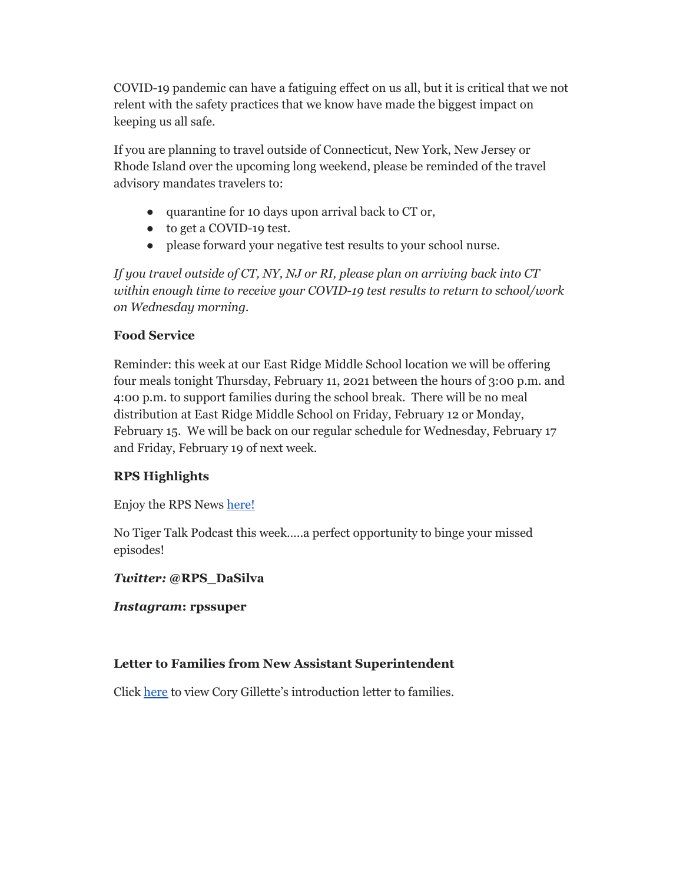COVID-19 pandemic can have a fatiguing effect on us all, but it is critical that we not relent with the safety practices that we know have made the biggest impact on keeping us all safe.

If you are planning to travel outside of Connecticut, New York, New Jersey or Rhode Island over the upcoming long weekend, please be reminded of the travel advisory mandates travelers to:

- quarantine for 10 days upon arrival back to CT or,
- to get a COVID-19 test.
- please forward your negative test results to your school nurse.

*If you travel outside of CT, NY, NJ or RI, please plan on arriving back into CT within enough time to receive your COVID-19 test results to return to school/work on Wednesday morning.*

**Food Service**

Reminder: this week at our East Ridge Middle School location we will be offering four meals tonight Thursday, February 11, 2021 between the hours of 3:00 p.m. and 4:00 p.m. to support families during the school break. There will be no meal distribution at East Ridge Middle School on Friday, February 12 or Monday, February 15. We will be back on our regular schedule for Wednesday, February 17 and Friday, February 19 of next week.

**RPS Highlights**

Enjoy the RPS News [here!]()

No Tiger Talk Podcast this week.....a perfect opportunity to binge your missed episodes!

***Twitter:* @RPS_DaSilva**

***Instagram*: rpssuper**

**Letter to Families from New Assistant Superintendent**

Click [here]() to view Cory Gillette's introduction letter to families.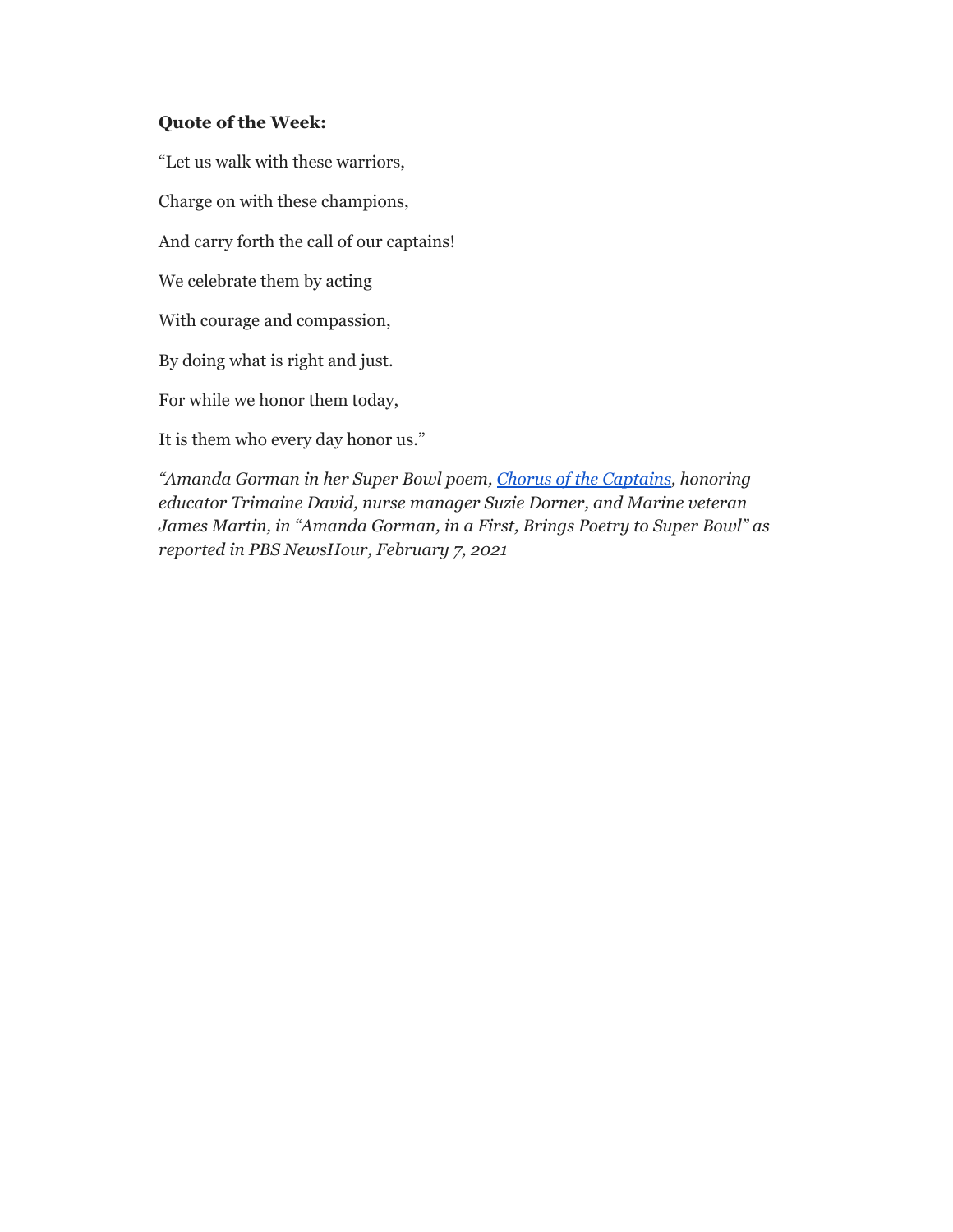**Quote of the Week:**

“Let us walk with these warriors,

Charge on with these champions,

And carry forth the call of our captains!

We celebrate them by acting

With courage and compassion,

By doing what is right and just.

For while we honor them today,

It is them who every day honor us.”

*“Amanda Gorman in her Super Bowl poem, [Chorus of the Captains](), honoring educator Trimaine David, nurse manager Suzie Dorner, and Marine veteran James Martin, in “Amanda Gorman, in a First, Brings Poetry to Super Bowl” as reported in PBS NewsHour, February 7, 2021*